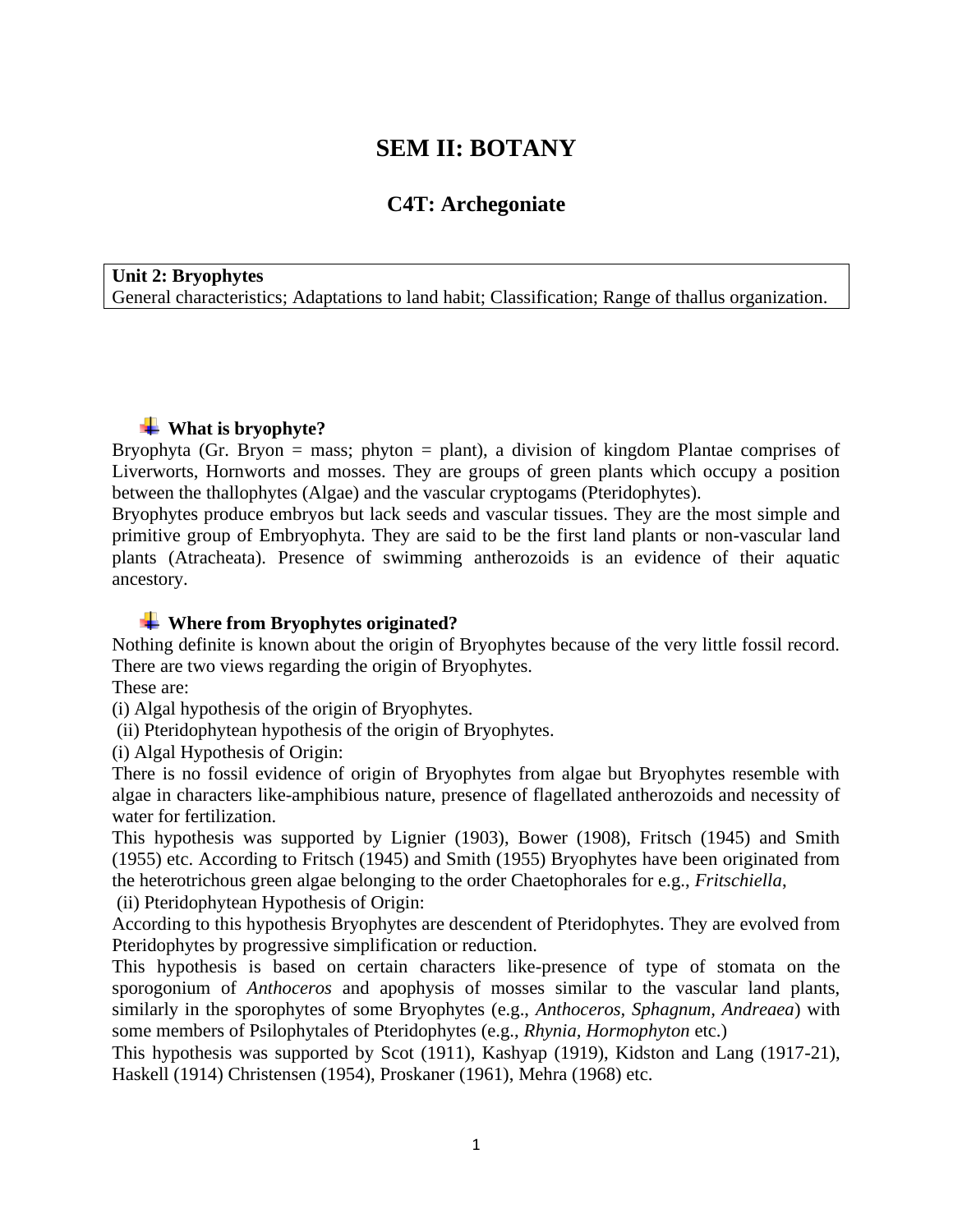# SEM II: BOTANY

## C4T: Archegoniate

**Unit 2: Bryophytes**
General characteristics; Adaptations to land habit; Classification; Range of thallus organization.

### What is bryophyte?

Bryophyta (Gr. Bryon = mass; phyton = plant), a division of kingdom Plantae comprises of Liverworts, Hornworts and mosses. They are groups of green plants which occupy a position between the thallophytes (Algae) and the vascular cryptogams (Pteridophytes).

Bryophytes produce embryos but lack seeds and vascular tissues. They are the most simple and primitive group of Embryophyta. They are said to be the first land plants or non-vascular land plants (Atracheata). Presence of swimming antherozoids is an evidence of their aquatic ancestory.

### Where from Bryophytes originated?

Nothing definite is known about the origin of Bryophytes because of the very little fossil record. There are two views regarding the origin of Bryophytes.

These are:

(i) Algal hypothesis of the origin of Bryophytes.

(ii) Pteridophytean hypothesis of the origin of Bryophytes.

(i) Algal Hypothesis of Origin:

There is no fossil evidence of origin of Bryophytes from algae but Bryophytes resemble with algae in characters like-amphibious nature, presence of flagellated antherozoids and necessity of water for fertilization.

This hypothesis was supported by Lignier (1903), Bower (1908), Fritsch (1945) and Smith (1955) etc. According to Fritsch (1945) and Smith (1955) Bryophytes have been originated from the heterotrichous green algae belonging to the order Chaetophorales for e.g., *Fritschiella*,

(ii) Pteridophytean Hypothesis of Origin:

According to this hypothesis Bryophytes are descendent of Pteridophytes. They are evolved from Pteridophytes by progressive simplification or reduction.

This hypothesis is based on certain characters like-presence of type of stomata on the sporogonium of *Anthoceros* and apophysis of mosses similar to the vascular land plants, similarly in the sporophytes of some Bryophytes (e.g., *Anthoceros, Sphagnum, Andreaea*) with some members of Psilophytales of Pteridophytes (e.g., *Rhynia, Hormophyton* etc.)

This hypothesis was supported by Scot (1911), Kashyap (1919), Kidston and Lang (1917-21), Haskell (1914) Christensen (1954), Proskaner (1961), Mehra (1968) etc.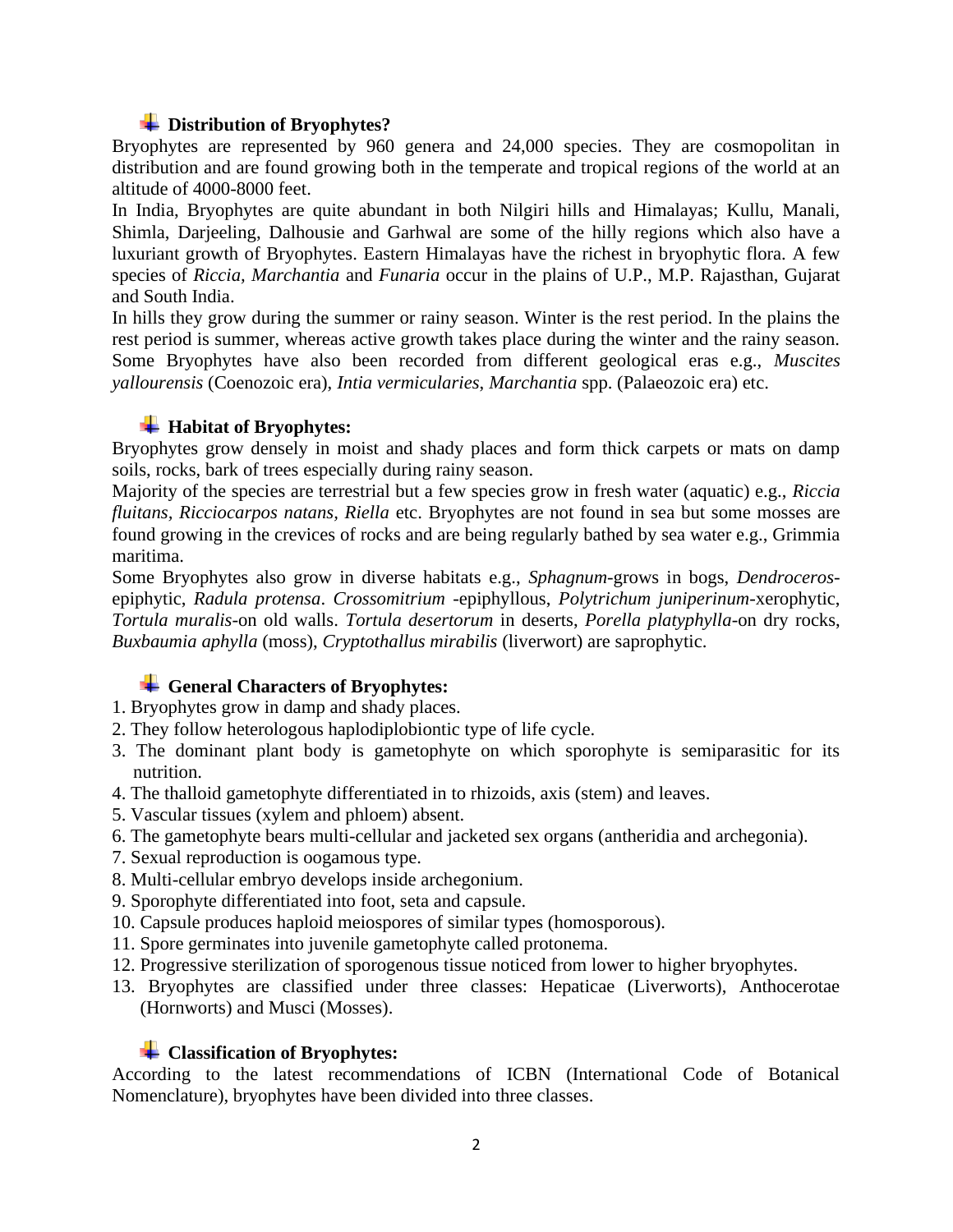## Distribution of Bryophytes?

Bryophytes are represented by 960 genera and 24,000 species. They are cosmopolitan in distribution and are found growing both in the temperate and tropical regions of the world at an altitude of 4000-8000 feet.

In India, Bryophytes are quite abundant in both Nilgiri hills and Himalayas; Kullu, Manali, Shimla, Darjeeling, Dalhousie and Garhwal are some of the hilly regions which also have a luxuriant growth of Bryophytes. Eastern Himalayas have the richest in bryophytic flora. A few species of *Riccia, Marchantia* and *Funaria* occur in the plains of U.P., M.P. Rajasthan, Gujarat and South India.

In hills they grow during the summer or rainy season. Winter is the rest period. In the plains the rest period is summer, whereas active growth takes place during the winter and the rainy season. Some Bryophytes have also been recorded from different geological eras e.g., *Muscites yallourensis* (Coenozoic era), *Intia vermicularies*, *Marchantia* spp. (Palaeozoic era) etc.

## Habitat of Bryophytes:

Bryophytes grow densely in moist and shady places and form thick carpets or mats on damp soils, rocks, bark of trees especially during rainy season.

Majority of the species are terrestrial but a few species grow in fresh water (aquatic) e.g., *Riccia fluitans, Ricciocarpos natans, Riella* etc. Bryophytes are not found in sea but some mosses are found growing in the crevices of rocks and are being regularly bathed by sea water e.g., Grimmia maritima.

Some Bryophytes also grow in diverse habitats e.g., *Sphagnum*-grows in bogs, *Dendroceros*-epiphytic, *Radula protensa*. *Crossomitrium* -epiphyllous, *Polytrichum juniperinum*-xerophytic, *Tortula muralis*-on old walls. *Tortula desertorum* in deserts, *Porella platyphylla*-on dry rocks, *Buxbaumia aphylla* (moss), *Cryptothallus mirabilis* (liverwort) are saprophytic.

## General Characters of Bryophytes:

1. Bryophytes grow in damp and shady places.
2. They follow heterologous haplodiplobiontic type of life cycle.
3. The dominant plant body is gametophyte on which sporophyte is semiparasitic for its nutrition.
4. The thalloid gametophyte differentiated in to rhizoids, axis (stem) and leaves.
5. Vascular tissues (xylem and phloem) absent.
6. The gametophyte bears multi-cellular and jacketed sex organs (antheridia and archegonia).
7. Sexual reproduction is oogamous type.
8. Multi-cellular embryo develops inside archegonium.
9. Sporophyte differentiated into foot, seta and capsule.
10. Capsule produces haploid meiospores of similar types (homosporous).
11. Spore germinates into juvenile gametophyte called protonema.
12. Progressive sterilization of sporogenous tissue noticed from lower to higher bryophytes.
13. Bryophytes are classified under three classes: Hepaticae (Liverworts), Anthocerotae (Hornworts) and Musci (Mosses).

## Classification of Bryophytes:

According to the latest recommendations of ICBN (International Code of Botanical Nomenclature), bryophytes have been divided into three classes.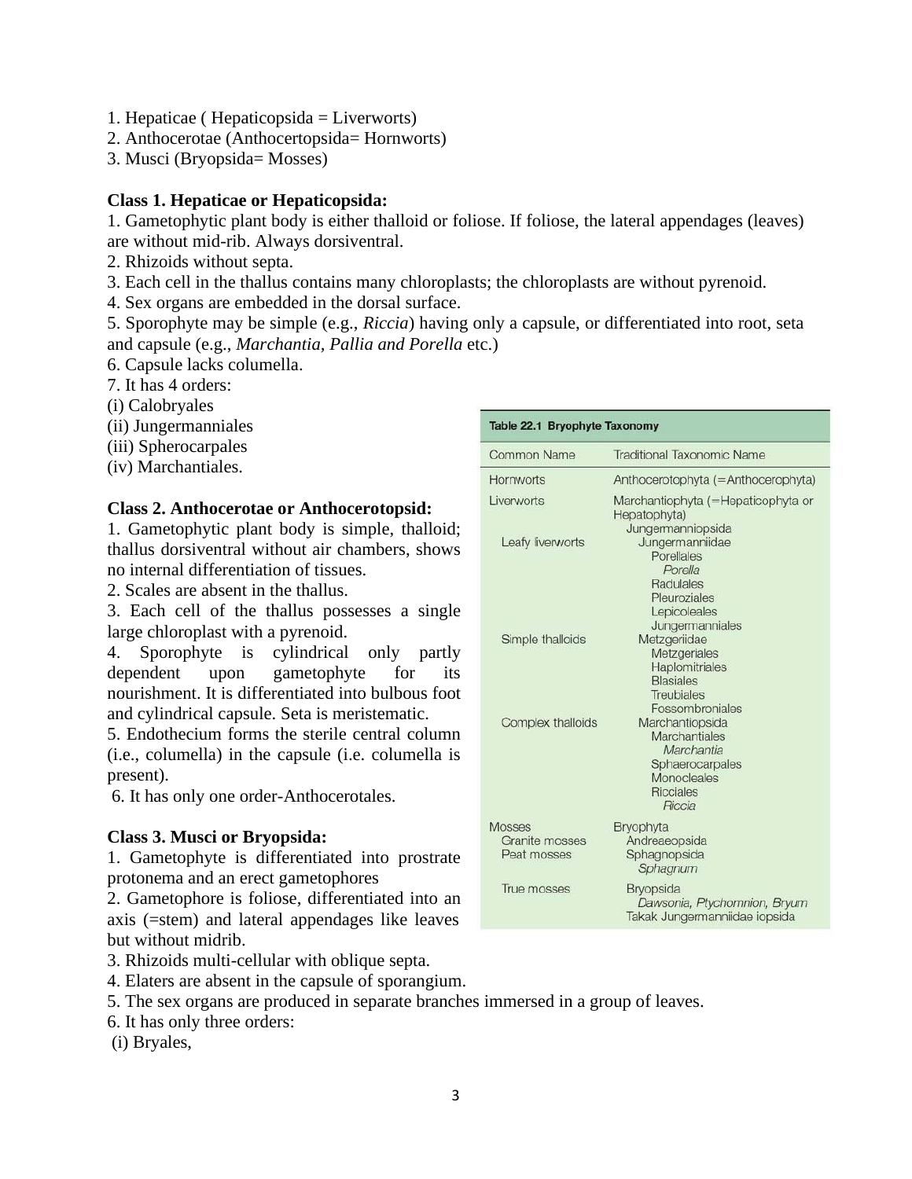1. Hepaticae ( Hepaticopsida = Liverworts)
2. Anthocerotae (Anthocertopsida= Hornworts)
3. Musci (Bryopsida= Mosses)

**Class 1. Hepaticae or Hepaticopsida:**

1. Gametophytic plant body is either thalloid or foliose. If foliose, the lateral appendages (leaves) are without mid-rib. Always dorsiventral.
2. Rhizoids without septa.
3. Each cell in the thallus contains many chloroplasts; the chloroplasts are without pyrenoid.
4. Sex organs are embedded in the dorsal surface.
5. Sporophyte may be simple (e.g., *Riccia*) having only a capsule, or differentiated into root, seta and capsule (e.g., *Marchantia, Pallia and Porella* etc.)
6. Capsule lacks columella.
7. It has 4 orders:

(i) Calobryales
(ii) Jungermanniales
(iii) Spherocarpales
(iv) Marchantiales.

**Class 2. Anthocerotae or Anthocerotopsid:**

1. Gametophytic plant body is simple, thalloid; thallus dorsiventral without air chambers, shows no internal differentiation of tissues.
2. Scales are absent in the thallus.
3. Each cell of the thallus possesses a single large chloroplast with a pyrenoid.
4. Sporophyte is cylindrical only partly dependent upon gametophyte for its nourishment. It is differentiated into bulbous foot and cylindrical capsule. Seta is meristematic.
5. Endothecium forms the sterile central column (i.e., columella) in the capsule (i.e. columella is present).
6. It has only one order-Anthocerotales.

**Class 3. Musci or Bryopsida:**

1. Gametophyte is differentiated into prostrate protonema and an erect gametophores
2. Gametophore is foliose, differentiated into an axis (=stem) and lateral appendages like leaves but without midrib.
3. Rhizoids multi-cellular with oblique septa.
4. Elaters are absent in the capsule of sporangium.
5. The sex organs are produced in separate branches immersed in a group of leaves.
6. It has only three orders:

(i) Bryales,

**Table 22.1 Bryophyte Taxonomy**

| Common Name | Traditional Taxonomic Name |
|---|---|
| Hornworts | Anthocerotophyta (=Anthocerophyta) |
| Liverworts | Marchantiophyta (=Hepaticophyta or Hepatophyta) |
| | Jungermanniopsida |
| Leafy liverworts | Jungermanniidae |
| | Porellales |
| | *Porella* |
| | Radulales |
| | Pleuroziales |
| | Lepicoleales |
| | Jungermanniales |
| Simple thalloids | Metzgeriidae |
| | Metzgeriales |
| | Haplomitriales |
| | Blasiales |
| | Treubiales |
| | Fossombroniales |
| Complex thalloids | Marchantiopsida |
| | Marchantiales |
| | *Marchantia* |
| | Sphaerocarpales |
| | Monocleales |
| | Ricciales |
| | *Riccia* |
| Mosses | Bryophyta |
| Granite mosses | Andreaeopsida |
| Peat mosses | Sphagnopsida |
| | *Sphagnum* |
| True mosses | Bryopsida |
| | *Dawsonia, Ptychomnion, Bryum* |
| | Takak Jungermanniidae iopsida |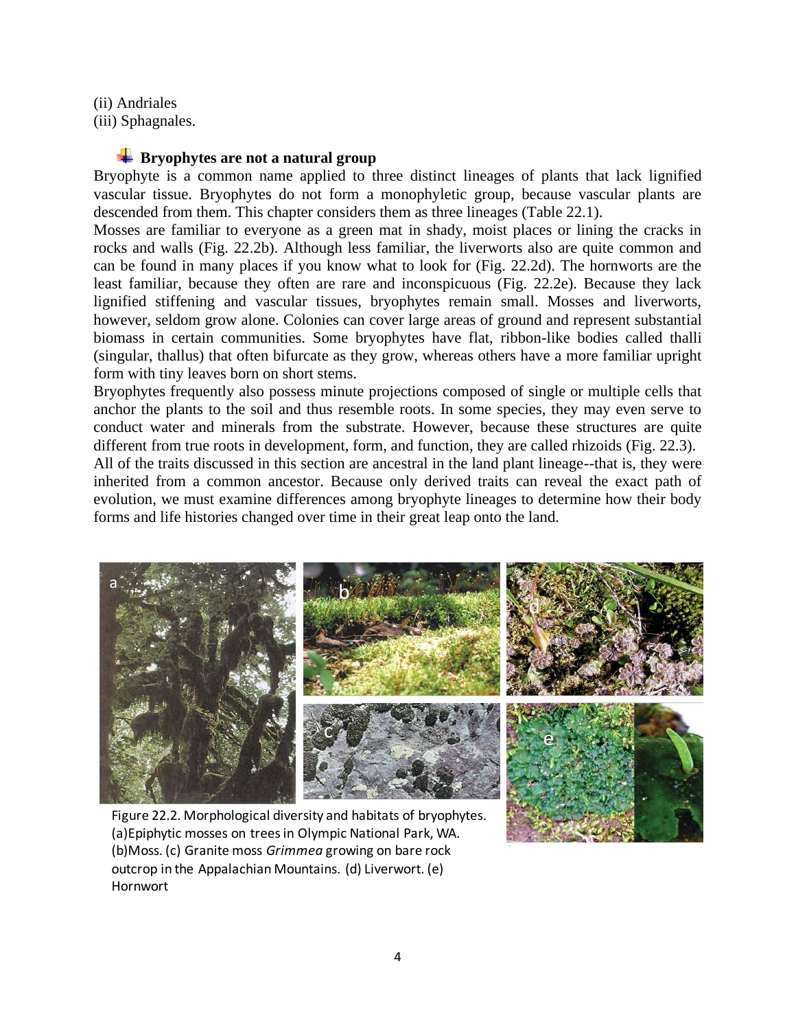(ii) Andriales
(iii) Sphagnales.

### Bryophytes are not a natural group

Bryophyte is a common name applied to three distinct lineages of plants that lack lignified vascular tissue. Bryophytes do not form a monophyletic group, because vascular plants are descended from them. This chapter considers them as three lineages (Table 22.1).

Mosses are familiar to everyone as a green mat in shady, moist places or lining the cracks in rocks and walls (Fig. 22.2b). Although less familiar, the liverworts also are quite common and can be found in many places if you know what to look for (Fig. 22.2d). The hornworts are the least familiar, because they often are rare and inconspicuous (Fig. 22.2e). Because they lack lignified stiffening and vascular tissues, bryophytes remain small. Mosses and liverworts, however, seldom grow alone. Colonies can cover large areas of ground and represent substantial biomass in certain communities. Some bryophytes have flat, ribbon-like bodies called thalli (singular, thallus) that often bifurcate as they grow, whereas others have a more familiar upright form with tiny leaves born on short stems.

Bryophytes frequently also possess minute projections composed of single or multiple cells that anchor the plants to the soil and thus resemble roots. In some species, they may even serve to conduct water and minerals from the substrate. However, because these structures are quite different from true roots in development, form, and function, they are called rhizoids (Fig. 22.3).

All of the traits discussed in this section are ancestral in the land plant lineage--that is, they were inherited from a common ancestor. Because only derived traits can reveal the exact path of evolution, we must examine differences among bryophyte lineages to determine how their body forms and life histories changed over time in their great leap onto the land.

Figure 22.2. Morphological diversity and habitats of bryophytes. (a)Epiphytic mosses on trees in Olympic National Park, WA. (b)Moss. (c) Granite moss *Grimmea* growing on bare rock outcrop in the Appalachian Mountains. (d) Liverwort. (e) Hornwort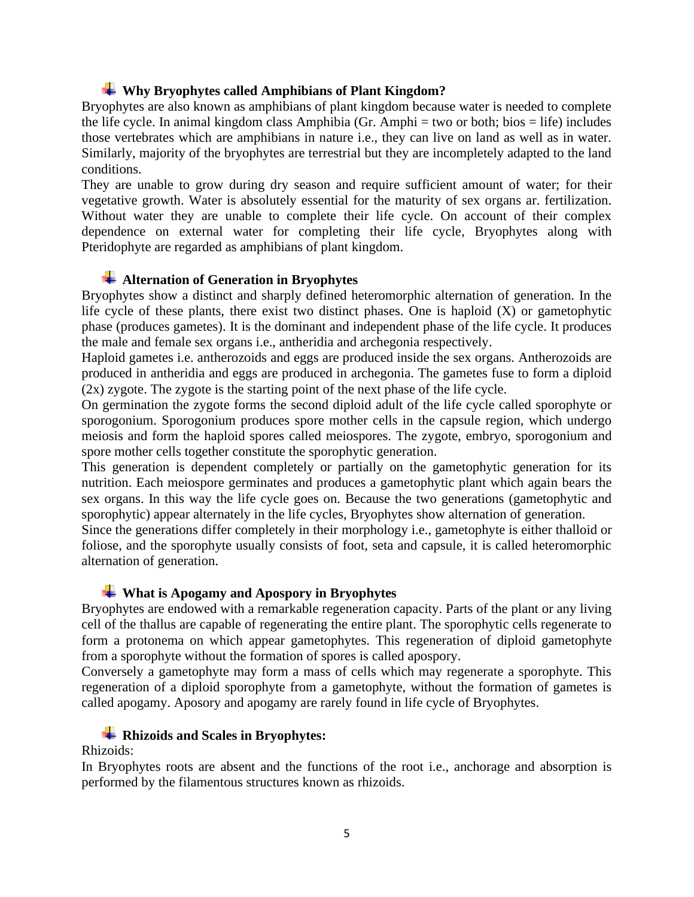## Why Bryophytes called Amphibians of Plant Kingdom?

Bryophytes are also known as amphibians of plant kingdom because water is needed to complete the life cycle. In animal kingdom class Amphibia (Gr. Amphi = two or both; bios = life) includes those vertebrates which are amphibians in nature i.e., they can live on land as well as in water. Similarly, majority of the bryophytes are terrestrial but they are incompletely adapted to the land conditions.

They are unable to grow during dry season and require sufficient amount of water; for their vegetative growth. Water is absolutely essential for the maturity of sex organs ar. fertilization. Without water they are unable to complete their life cycle. On account of their complex dependence on external water for completing their life cycle, Bryophytes along with Pteridophyte are regarded as amphibians of plant kingdom.

## Alternation of Generation in Bryophytes

Bryophytes show a distinct and sharply defined heteromorphic alternation of generation. In the life cycle of these plants, there exist two distinct phases. One is haploid (X) or gametophytic phase (produces gametes). It is the dominant and independent phase of the life cycle. It produces the male and female sex organs i.e., antheridia and archegonia respectively.

Haploid gametes i.e. antherozoids and eggs are produced inside the sex organs. Antherozoids are produced in antheridia and eggs are produced in archegonia. The gametes fuse to form a diploid (2x) zygote. The zygote is the starting point of the next phase of the life cycle.

On germination the zygote forms the second diploid adult of the life cycle called sporophyte or sporogonium. Sporogonium produces spore mother cells in the capsule region, which undergo meiosis and form the haploid spores called meiospores. The zygote, embryo, sporogonium and spore mother cells together constitute the sporophytic generation.

This generation is dependent completely or partially on the gametophytic generation for its nutrition. Each meiospore germinates and produces a gametophytic plant which again bears the sex organs. In this way the life cycle goes on. Because the two generations (gametophytic and sporophytic) appear alternately in the life cycles, Bryophytes show alternation of generation.

Since the generations differ completely in their morphology i.e., gametophyte is either thalloid or foliose, and the sporophyte usually consists of foot, seta and capsule, it is called heteromorphic alternation of generation.

## What is Apogamy and Apospory in Bryophytes

Bryophytes are endowed with a remarkable regeneration capacity. Parts of the plant or any living cell of the thallus are capable of regenerating the entire plant. The sporophytic cells regenerate to form a protonema on which appear gametophytes. This regeneration of diploid gametophyte from a sporophyte without the formation of spores is called apospory.

Conversely a gametophyte may form a mass of cells which may regenerate a sporophyte. This regeneration of a diploid sporophyte from a gametophyte, without the formation of gametes is called apogamy. Aposory and apogamy are rarely found in life cycle of Bryophytes.

## Rhizoids and Scales in Bryophytes:

Rhizoids:

In Bryophytes roots are absent and the functions of the root i.e., anchorage and absorption is performed by the filamentous structures known as rhizoids.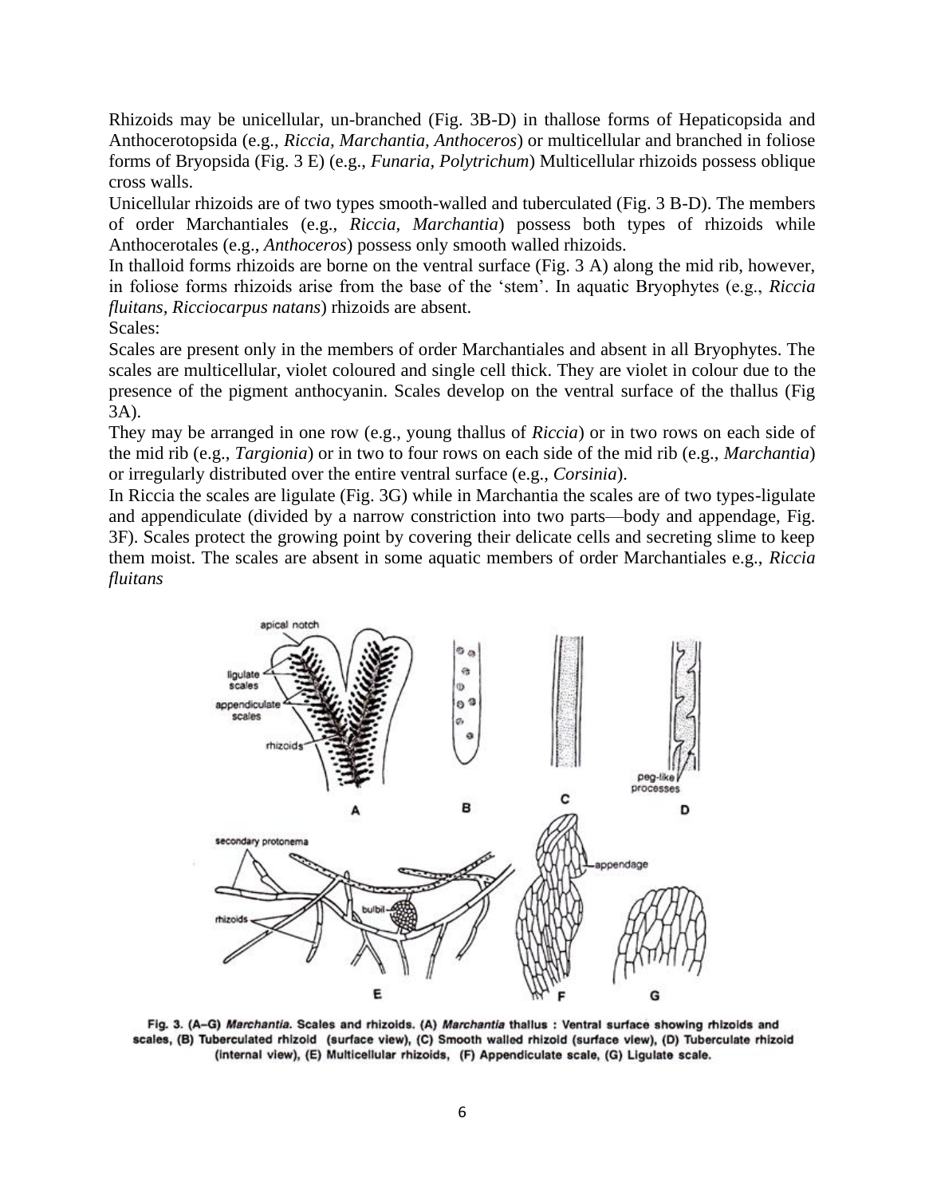Rhizoids may be unicellular, un-branched (Fig. 3B-D) in thallose forms of Hepaticopsida and Anthocerotopsida (e.g., *Riccia, Marchantia, Anthoceros*) or multicellular and branched in foliose forms of Bryopsida (Fig. 3 E) (e.g., *Funaria, Polytrichum*) Multicellular rhizoids possess oblique cross walls.

Unicellular rhizoids are of two types smooth-walled and tuberculated (Fig. 3 B-D). The members of order Marchantiales (e.g., *Riccia*, *Marchantia*) possess both types of rhizoids while Anthocerotales (e.g., *Anthoceros*) possess only smooth walled rhizoids.

In thalloid forms rhizoids are borne on the ventral surface (Fig. 3 A) along the mid rib, however, in foliose forms rhizoids arise from the base of the 'stem'. In aquatic Bryophytes (e.g., *Riccia fluitans, Ricciocarpus natans*) rhizoids are absent.

Scales:

Scales are present only in the members of order Marchantiales and absent in all Bryophytes. The scales are multicellular, violet coloured and single cell thick. They are violet in colour due to the presence of the pigment anthocyanin. Scales develop on the ventral surface of the thallus (Fig 3A).

They may be arranged in one row (e.g., young thallus of *Riccia*) or in two rows on each side of the mid rib (e.g., *Targionia*) or in two to four rows on each side of the mid rib (e.g., *Marchantia*) or irregularly distributed over the entire ventral surface (e.g., *Corsinia*).

In Riccia the scales are ligulate (Fig. 3G) while in Marchantia the scales are of two types-ligulate and appendiculate (divided by a narrow constriction into two parts—body and appendage, Fig. 3F). Scales protect the growing point by covering their delicate cells and secreting slime to keep them moist. The scales are absent in some aquatic members of order Marchantiales e.g., *Riccia fluitans*

**Fig. 3. (A–G) *Marchantia*. Scales and rhizoids. (A) *Marchantia* thallus : Ventral surface showing rhizoids and scales, (B) Tuberculated rhizoid (surface view), (C) Smooth walled rhizoid (surface view), (D) Tuberculate rhizoid (internal view), (E) Multicellular rhizoids, (F) Appendiculate scale, (G) Ligulate scale.**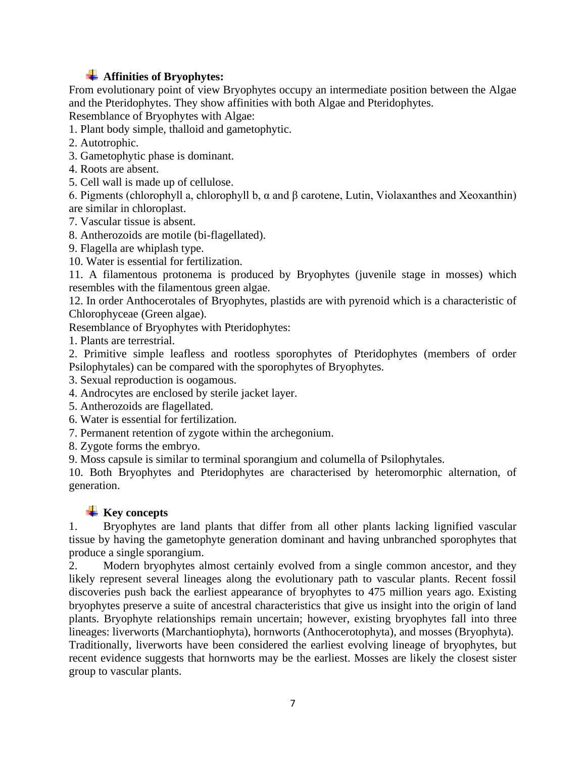## Affinities of Bryophytes:

From evolutionary point of view Bryophytes occupy an intermediate position between the Algae and the Pteridophytes. They show affinities with both Algae and Pteridophytes.

Resemblance of Bryophytes with Algae:

1. Plant body simple, thalloid and gametophytic.
2. Autotrophic.
3. Gametophytic phase is dominant.
4. Roots are absent.
5. Cell wall is made up of cellulose.
6. Pigments (chlorophyll a, chlorophyll b, α and β carotene, Lutin, Violaxanthes and Xeoxanthin) are similar in chloroplast.
7. Vascular tissue is absent.
8. Antherozoids are motile (bi-flagellated).
9. Flagella are whiplash type.
10. Water is essential for fertilization.
11. A filamentous protonema is produced by Bryophytes (juvenile stage in mosses) which resembles with the filamentous green algae.
12. In order Anthocerotales of Bryophytes, plastids are with pyrenoid which is a characteristic of Chlorophyceae (Green algae).

Resemblance of Bryophytes with Pteridophytes:

1. Plants are terrestrial.
2. Primitive simple leafless and rootless sporophytes of Pteridophytes (members of order Psilophytales) can be compared with the sporophytes of Bryophytes.
3. Sexual reproduction is oogamous.
4. Androcytes are enclosed by sterile jacket layer.
5. Antherozoids are flagellated.
6. Water is essential for fertilization.
7. Permanent retention of zygote within the archegonium.
8. Zygote forms the embryo.
9. Moss capsule is similar to terminal sporangium and columella of Psilophytales.
10. Both Bryophytes and Pteridophytes are characterised by heteromorphic alternation, of generation.

## Key concepts

1. Bryophytes are land plants that differ from all other plants lacking lignified vascular tissue by having the gametophyte generation dominant and having unbranched sporophytes that produce a single sporangium.
2. Modern bryophytes almost certainly evolved from a single common ancestor, and they likely represent several lineages along the evolutionary path to vascular plants. Recent fossil discoveries push back the earliest appearance of bryophytes to 475 million years ago. Existing bryophytes preserve a suite of ancestral characteristics that give us insight into the origin of land plants. Bryophyte relationships remain uncertain; however, existing bryophytes fall into three lineages: liverworts (Marchantiophyta), hornworts (Anthocerotophyta), and mosses (Bryophyta). Traditionally, liverworts have been considered the earliest evolving lineage of bryophytes, but recent evidence suggests that hornworts may be the earliest. Mosses are likely the closest sister group to vascular plants.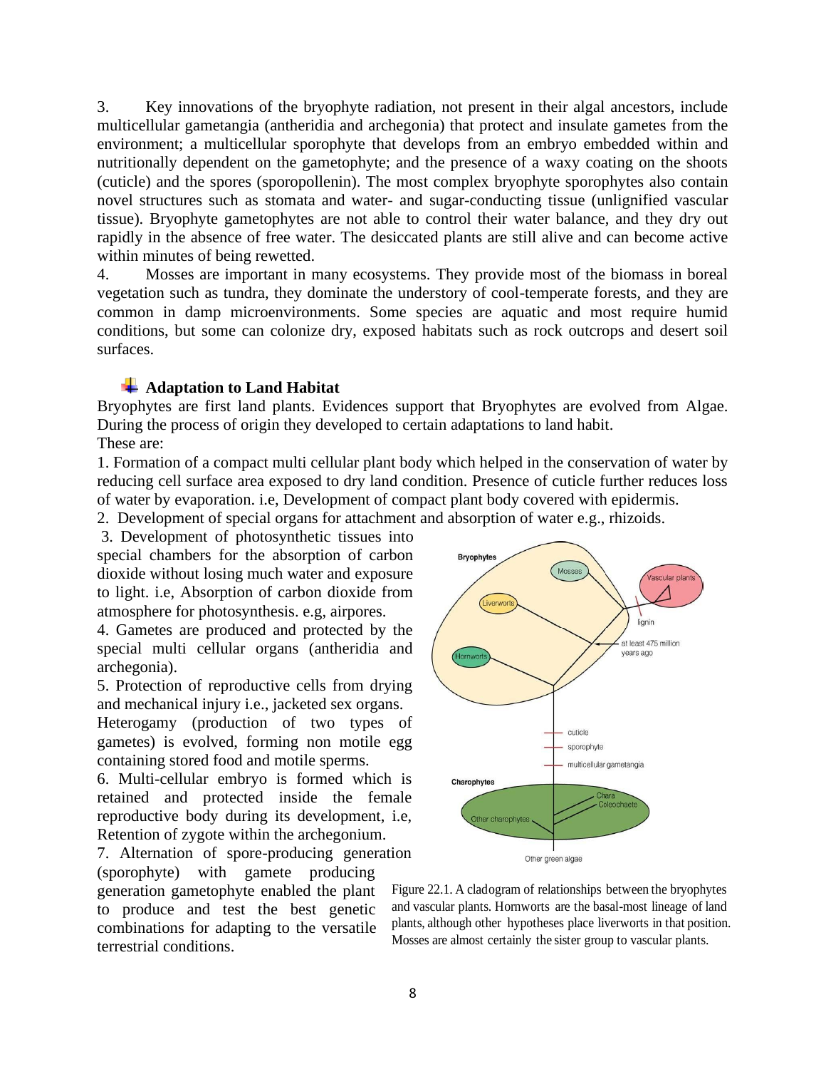3. Key innovations of the bryophyte radiation, not present in their algal ancestors, include multicellular gametangia (antheridia and archegonia) that protect and insulate gametes from the environment; a multicellular sporophyte that develops from an embryo embedded within and nutritionally dependent on the gametophyte; and the presence of a waxy coating on the shoots (cuticle) and the spores (sporopollenin). The most complex bryophyte sporophytes also contain novel structures such as stomata and water- and sugar-conducting tissue (unlignified vascular tissue). Bryophyte gametophytes are not able to control their water balance, and they dry out rapidly in the absence of free water. The desiccated plants are still alive and can become active within minutes of being rewetted.

4. Mosses are important in many ecosystems. They provide most of the biomass in boreal vegetation such as tundra, they dominate the understory of cool-temperate forests, and they are common in damp microenvironments. Some species are aquatic and most require humid conditions, but some can colonize dry, exposed habitats such as rock outcrops and desert soil surfaces.

## Adaptation to Land Habitat

Bryophytes are first land plants. Evidences support that Bryophytes are evolved from Algae. During the process of origin they developed to certain adaptations to land habit.

These are:

1. Formation of a compact multi cellular plant body which helped in the conservation of water by reducing cell surface area exposed to dry land condition. Presence of cuticle further reduces loss of water by evaporation. i.e, Development of compact plant body covered with epidermis.

2. Development of special organs for attachment and absorption of water e.g., rhizoids.

3. Development of photosynthetic tissues into special chambers for the absorption of carbon dioxide without losing much water and exposure to light. i.e, Absorption of carbon dioxide from atmosphere for photosynthesis. e.g, airpores.

4. Gametes are produced and protected by the special multi cellular organs (antheridia and archegonia).

5. Protection of reproductive cells from drying and mechanical injury i.e., jacketed sex organs. Heterogamy (production of two types of gametes) is evolved, forming non motile egg containing stored food and motile sperms.

6. Multi-cellular embryo is formed which is retained and protected inside the female reproductive body during its development, i.e, Retention of zygote within the archegonium.

7. Alternation of spore-producing generation (sporophyte) with gamete producing generation gametophyte enabled the plant to produce and test the best genetic combinations for adapting to the versatile terrestrial conditions.

Figure 22.1. A cladogram of relationships between the bryophytes and vascular plants. Hornworts are the basal-most lineage of land plants, although other hypotheses place liverworts in that position. Mosses are almost certainly the sister group to vascular plants.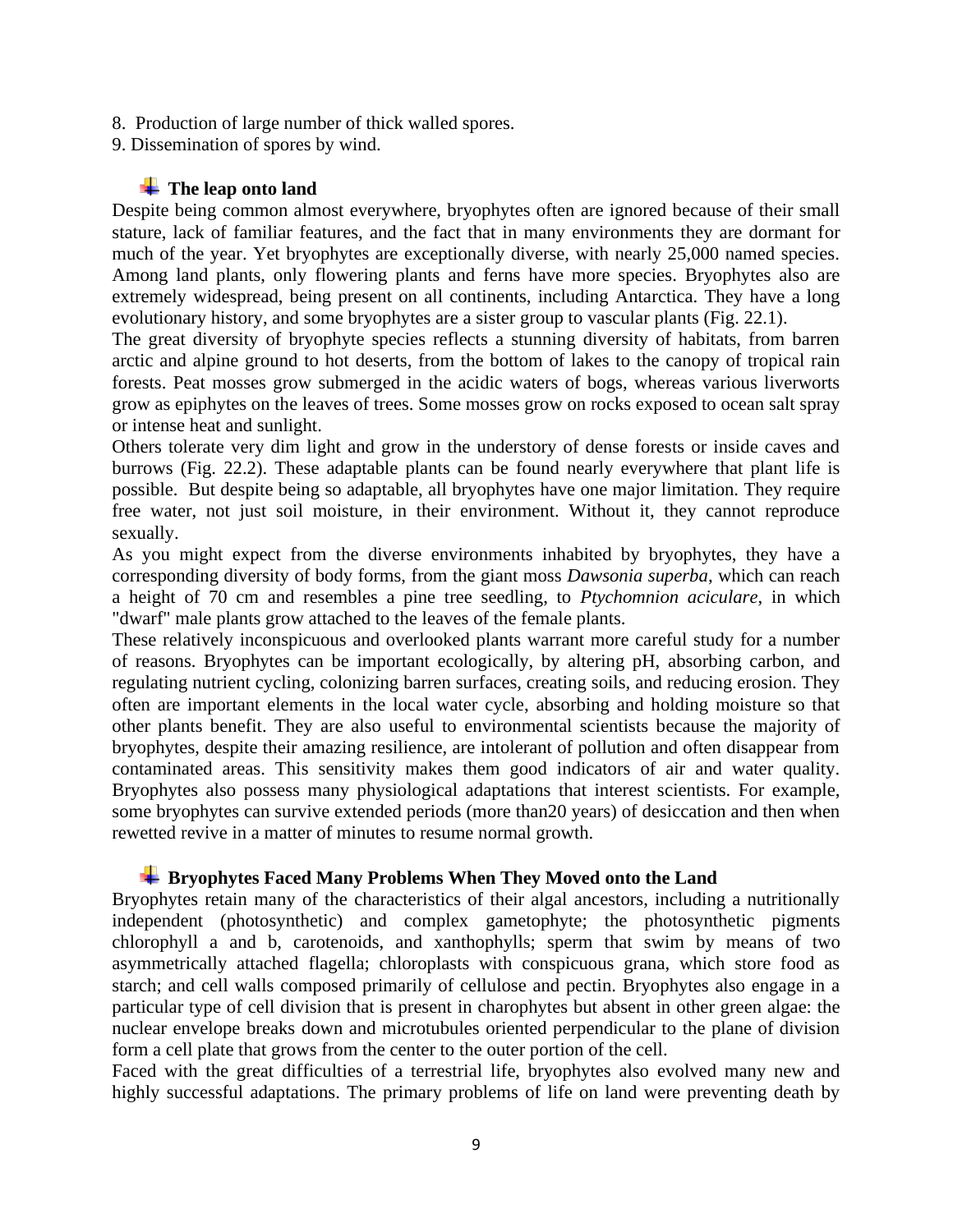8. Production of large number of thick walled spores.
9. Dissemination of spores by wind.

### The leap onto land

Despite being common almost everywhere, bryophytes often are ignored because of their small stature, lack of familiar features, and the fact that in many environments they are dormant for much of the year. Yet bryophytes are exceptionally diverse, with nearly 25,000 named species. Among land plants, only flowering plants and ferns have more species. Bryophytes also are extremely widespread, being present on all continents, including Antarctica. They have a long evolutionary history, and some bryophytes are a sister group to vascular plants (Fig. 22.1).

The great diversity of bryophyte species reflects a stunning diversity of habitats, from barren arctic and alpine ground to hot deserts, from the bottom of lakes to the canopy of tropical rain forests. Peat mosses grow submerged in the acidic waters of bogs, whereas various liverworts grow as epiphytes on the leaves of trees. Some mosses grow on rocks exposed to ocean salt spray or intense heat and sunlight.

Others tolerate very dim light and grow in the understory of dense forests or inside caves and burrows (Fig. 22.2). These adaptable plants can be found nearly everywhere that plant life is possible. But despite being so adaptable, all bryophytes have one major limitation. They require free water, not just soil moisture, in their environment. Without it, they cannot reproduce sexually.

As you might expect from the diverse environments inhabited by bryophytes, they have a corresponding diversity of body forms, from the giant moss *Dawsonia superba*, which can reach a height of 70 cm and resembles a pine tree seedling, to *Ptychomnion aciculare*, in which "dwarf" male plants grow attached to the leaves of the female plants.

These relatively inconspicuous and overlooked plants warrant more careful study for a number of reasons. Bryophytes can be important ecologically, by altering pH, absorbing carbon, and regulating nutrient cycling, colonizing barren surfaces, creating soils, and reducing erosion. They often are important elements in the local water cycle, absorbing and holding moisture so that other plants benefit. They are also useful to environmental scientists because the majority of bryophytes, despite their amazing resilience, are intolerant of pollution and often disappear from contaminated areas. This sensitivity makes them good indicators of air and water quality. Bryophytes also possess many physiological adaptations that interest scientists. For example, some bryophytes can survive extended periods (more than20 years) of desiccation and then when rewetted revive in a matter of minutes to resume normal growth.

### Bryophytes Faced Many Problems When They Moved onto the Land

Bryophytes retain many of the characteristics of their algal ancestors, including a nutritionally independent (photosynthetic) and complex gametophyte; the photosynthetic pigments chlorophyll a and b, carotenoids, and xanthophylls; sperm that swim by means of two asymmetrically attached flagella; chloroplasts with conspicuous grana, which store food as starch; and cell walls composed primarily of cellulose and pectin. Bryophytes also engage in a particular type of cell division that is present in charophytes but absent in other green algae: the nuclear envelope breaks down and microtubules oriented perpendicular to the plane of division form a cell plate that grows from the center to the outer portion of the cell.

Faced with the great difficulties of a terrestrial life, bryophytes also evolved many new and highly successful adaptations. The primary problems of life on land were preventing death by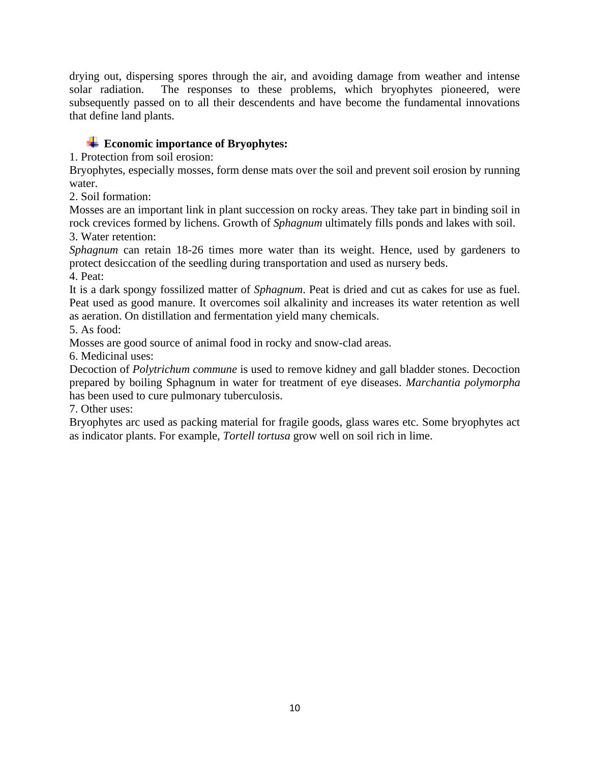drying out, dispersing spores through the air, and avoiding damage from weather and intense solar radiation. The responses to these problems, which bryophytes pioneered, were subsequently passed on to all their descendents and have become the fundamental innovations that define land plants.

## Economic importance of Bryophytes:

1. Protection from soil erosion:

Bryophytes, especially mosses, form dense mats over the soil and prevent soil erosion by running water.

2. Soil formation:

Mosses are an important link in plant succession on rocky areas. They take part in binding soil in rock crevices formed by lichens. Growth of *Sphagnum* ultimately fills ponds and lakes with soil.

3. Water retention:

*Sphagnum* can retain 18-26 times more water than its weight. Hence, used by gardeners to protect desiccation of the seedling during transportation and used as nursery beds.

4. Peat:

It is a dark spongy fossilized matter of *Sphagnum*. Peat is dried and cut as cakes for use as fuel. Peat used as good manure. It overcomes soil alkalinity and increases its water retention as well as aeration. On distillation and fermentation yield many chemicals.

5. As food:

Mosses are good source of animal food in rocky and snow-clad areas.

6. Medicinal uses:

Decoction of *Polytrichum commune* is used to remove kidney and gall bladder stones. Decoction prepared by boiling Sphagnum in water for treatment of eye diseases. *Marchantia polymorpha* has been used to cure pulmonary tuberculosis.

7. Other uses:

Bryophytes arc used as packing material for fragile goods, glass wares etc. Some bryophytes act as indicator plants. For example, *Tortell tortusa* grow well on soil rich in lime.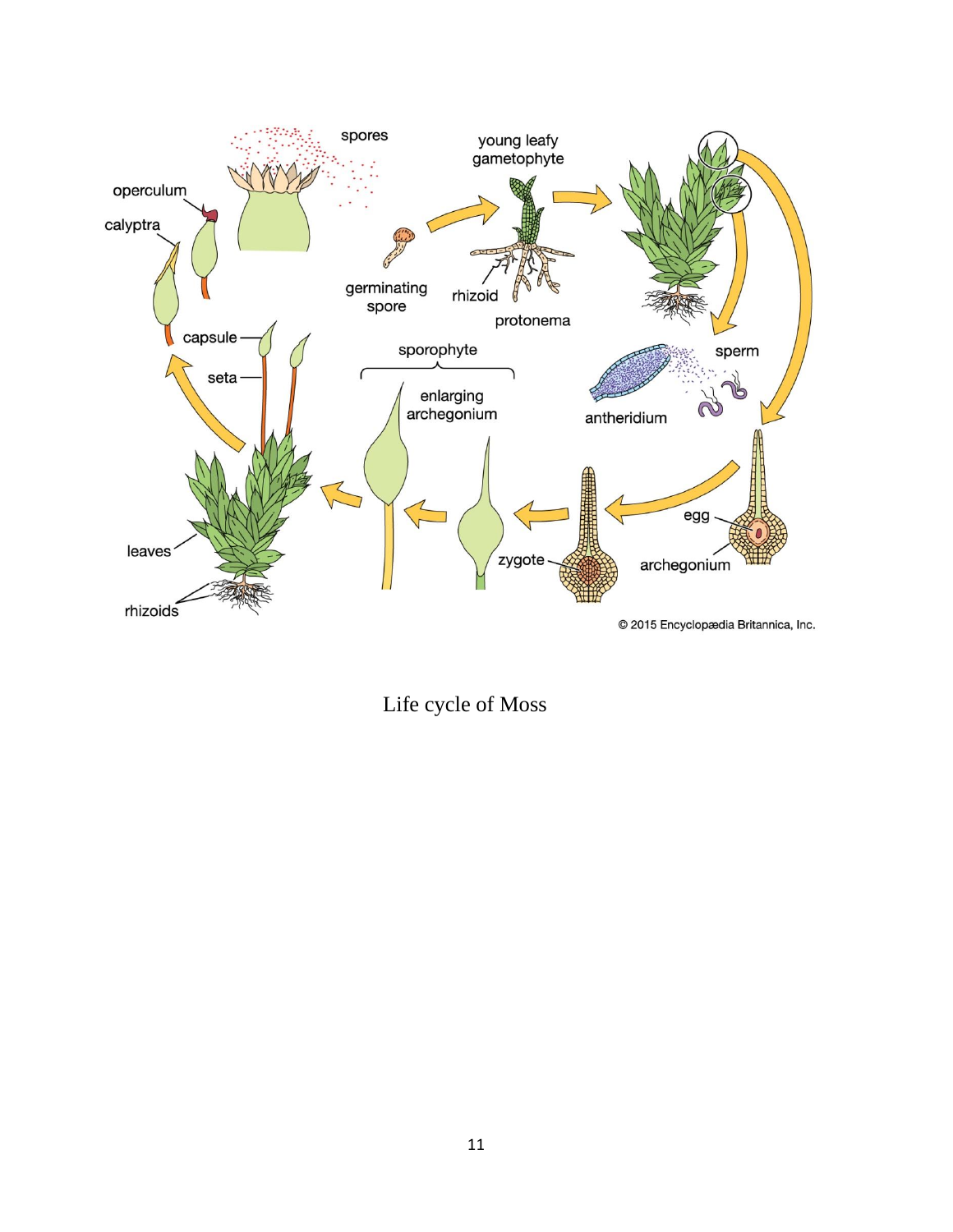spores

operculum

calyptra

young leafy gametophyte

germinating spore

rhizoid

protonema

capsule

seta

sporophyte

enlarging archegonium

sperm

antheridium

egg

archegonium

zygote

leaves

rhizoids

© 2015 Encyclopædia Britannica, Inc.

Life cycle of Moss